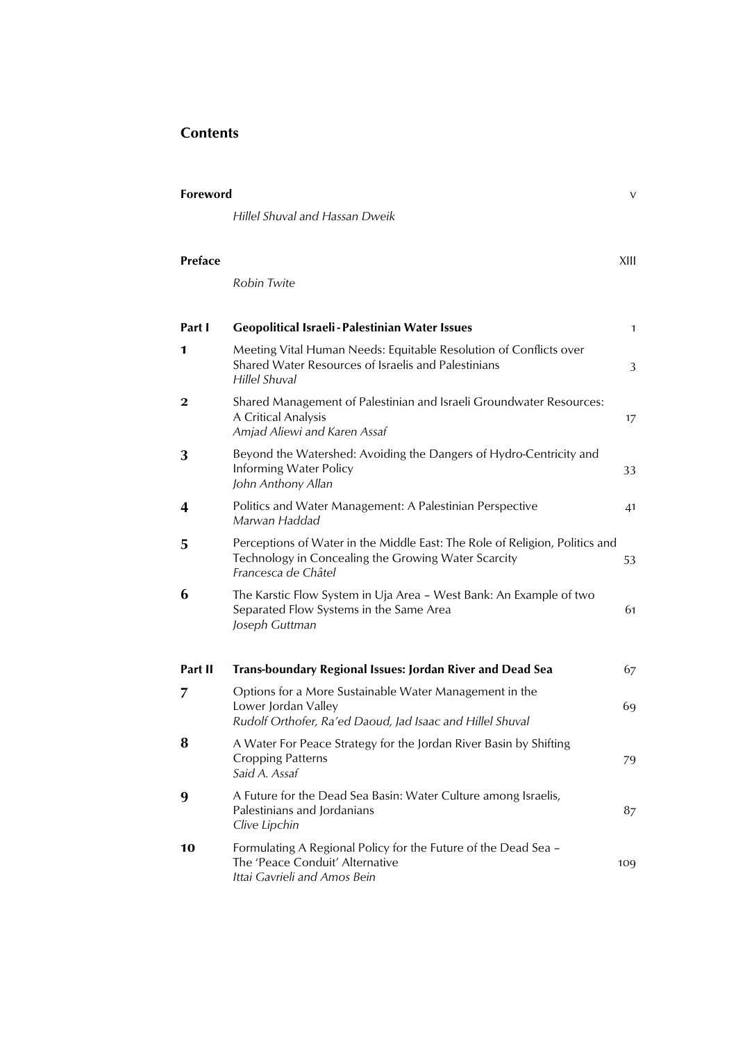## Contents

**Foreword** V
*Hillel Shuval and Hassan Dweik*

**Preface** XIII
*Robin Twite*

**Part I** **Geopolitical Israeli - Palestinian Water Issues** 1

**1** Meeting Vital Human Needs: Equitable Resolution of Conflicts over Shared Water Resources of Israelis and Palestinians 3
*Hillel Shuval*

**2** Shared Management of Palestinian and Israeli Groundwater Resources: A Critical Analysis 17
*Amjad Aliewi and Karen Assaf*

**3** Beyond the Watershed: Avoiding the Dangers of Hydro-Centricity and Informing Water Policy 33
*John Anthony Allan*

**4** Politics and Water Management: A Palestinian Perspective 41
*Marwan Haddad*

**5** Perceptions of Water in the Middle East: The Role of Religion, Politics and Technology in Concealing the Growing Water Scarcity 53
*Francesca de Châtel*

**6** The Karstic Flow System in Uja Area – West Bank: An Example of two Separated Flow Systems in the Same Area 61
*Joseph Guttman*

**Part II** **Trans-boundary Regional Issues: Jordan River and Dead Sea** 67

**7** Options for a More Sustainable Water Management in the Lower Jordan Valley 69
*Rudolf Orthofer, Ra'ed Daoud, Jad Isaac and Hillel Shuval*

**8** A Water For Peace Strategy for the Jordan River Basin by Shifting Cropping Patterns 79
*Said A. Assaf*

**9** A Future for the Dead Sea Basin: Water Culture among Israelis, Palestinians and Jordanians 87
*Clive Lipchin*

**10** Formulating A Regional Policy for the Future of the Dead Sea – The 'Peace Conduit' Alternative 109
*Ittai Gavrieli and Amos Bein*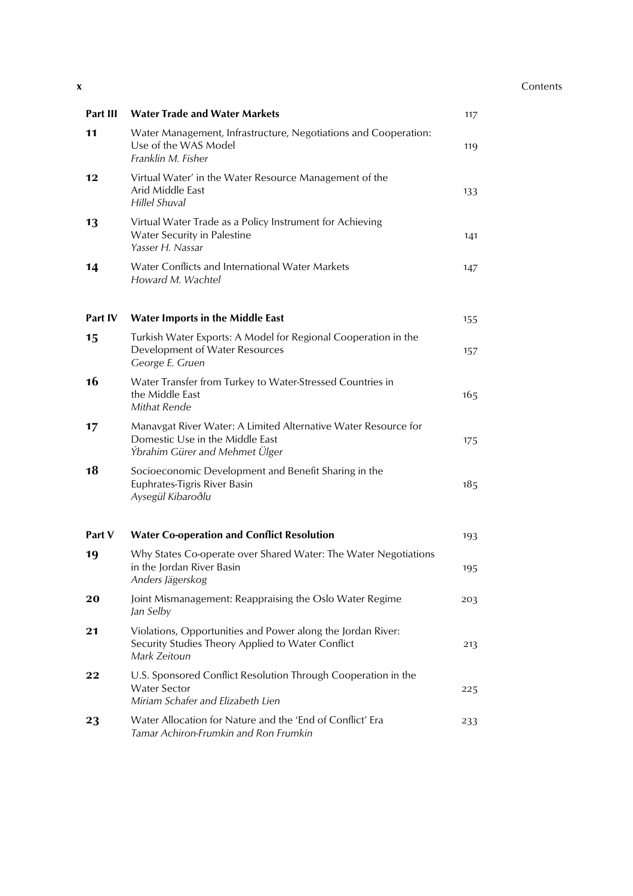| | | |
|---|---|---|
| **Part III** | **Water Trade and Water Markets** | 117 |
| **11** | Water Management, Infrastructure, Negotiations and Cooperation: Use of the WAS Model<br>*Franklin M. Fisher* | 119 |
| **12** | Virtual Water' in the Water Resource Management of the Arid Middle East<br>*Hillel Shuval* | 133 |
| **13** | Virtual Water Trade as a Policy Instrument for Achieving Water Security in Palestine<br>*Yasser H. Nassar* | 141 |
| **14** | Water Conflicts and International Water Markets<br>*Howard M. Wachtel* | 147 |
| **Part IV** | **Water Imports in the Middle East** | 155 |
| **15** | Turkish Water Exports: A Model for Regional Cooperation in the Development of Water Resources<br>*George E. Gruen* | 157 |
| **16** | Water Transfer from Turkey to Water-Stressed Countries in the Middle East<br>*Mithat Rende* | 165 |
| **17** | Manavgat River Water: A Limited Alternative Water Resource for Domestic Use in the Middle East<br>*Ýbrahim Gürer and Mehmet Ülger* | 175 |
| **18** | Socioeconomic Development and Benefit Sharing in the Euphrates-Tigris River Basin<br>*Aysegül Kibaroðlu* | 185 |
| **Part V** | **Water Co-operation and Conflict Resolution** | 193 |
| **19** | Why States Co-operate over Shared Water: The Water Negotiations in the Jordan River Basin<br>*Anders Jägerskog* | 195 |
| **20** | Joint Mismanagement: Reappraising the Oslo Water Regime<br>*Jan Selby* | 203 |
| **21** | Violations, Opportunities and Power along the Jordan River: Security Studies Theory Applied to Water Conflict<br>*Mark Zeitoun* | 213 |
| **22** | U.S. Sponsored Conflict Resolution Through Cooperation in the Water Sector<br>*Miriam Schafer and Elizabeth Lien* | 225 |
| **23** | Water Allocation for Nature and the 'End of Conflict' Era<br>*Tamar Achiron-Frumkin and Ron Frumkin* | 233 |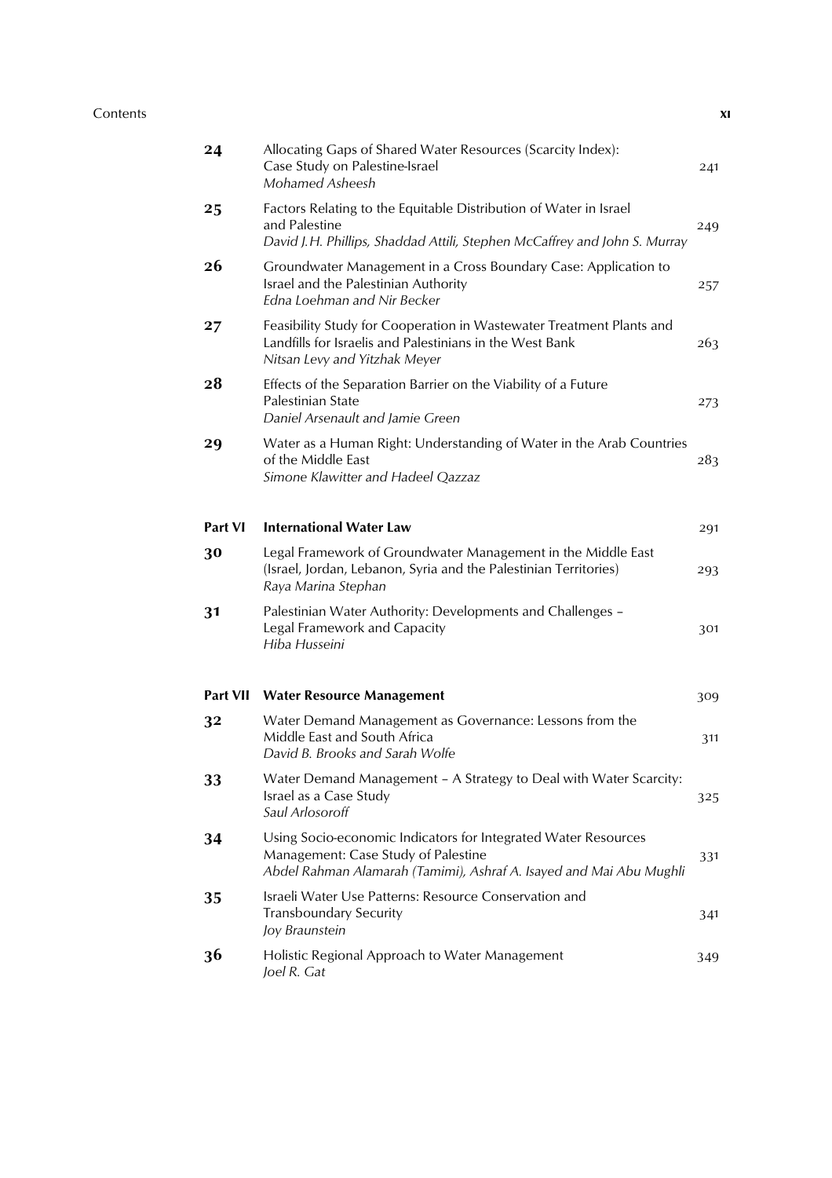| | | |
|---|---|---|
| **24** | Allocating Gaps of Shared Water Resources (Scarcity Index): Case Study on Palestine-Israel<br>*Mohamed Asheesh* | 241 |
| **25** | Factors Relating to the Equitable Distribution of Water in Israel and Palestine<br>*David J.H. Phillips, Shaddad Attili, Stephen McCaffrey and John S. Murray* | 249 |
| **26** | Groundwater Management in a Cross Boundary Case: Application to Israel and the Palestinian Authority<br>*Edna Loehman and Nir Becker* | 257 |
| **27** | Feasibility Study for Cooperation in Wastewater Treatment Plants and Landfills for Israelis and Palestinians in the West Bank<br>*Nitsan Levy and Yitzhak Meyer* | 263 |
| **28** | Effects of the Separation Barrier on the Viability of a Future Palestinian State<br>*Daniel Arsenault and Jamie Green* | 273 |
| **29** | Water as a Human Right: Understanding of Water in the Arab Countries of the Middle East<br>*Simone Klawitter and Hadeel Qazzaz* | 283 |
| **Part VI** | **International Water Law** | 291 |
| **30** | Legal Framework of Groundwater Management in the Middle East (Israel, Jordan, Lebanon, Syria and the Palestinian Territories)<br>*Raya Marina Stephan* | 293 |
| **31** | Palestinian Water Authority: Developments and Challenges – Legal Framework and Capacity<br>*Hiba Husseini* | 301 |
| **Part VII** | **Water Resource Management** | 309 |
| **32** | Water Demand Management as Governance: Lessons from the Middle East and South Africa<br>*David B. Brooks and Sarah Wolfe* | 311 |
| **33** | Water Demand Management – A Strategy to Deal with Water Scarcity: Israel as a Case Study<br>*Saul Arlosoroff* | 325 |
| **34** | Using Socio-economic Indicators for Integrated Water Resources Management: Case Study of Palestine<br>*Abdel Rahman Alamarah (Tamimi), Ashraf A. Isayed and Mai Abu Mughli* | 331 |
| **35** | Israeli Water Use Patterns: Resource Conservation and Transboundary Security<br>*Joy Braunstein* | 341 |
| **36** | Holistic Regional Approach to Water Management<br>*Joel R. Gat* | 349 |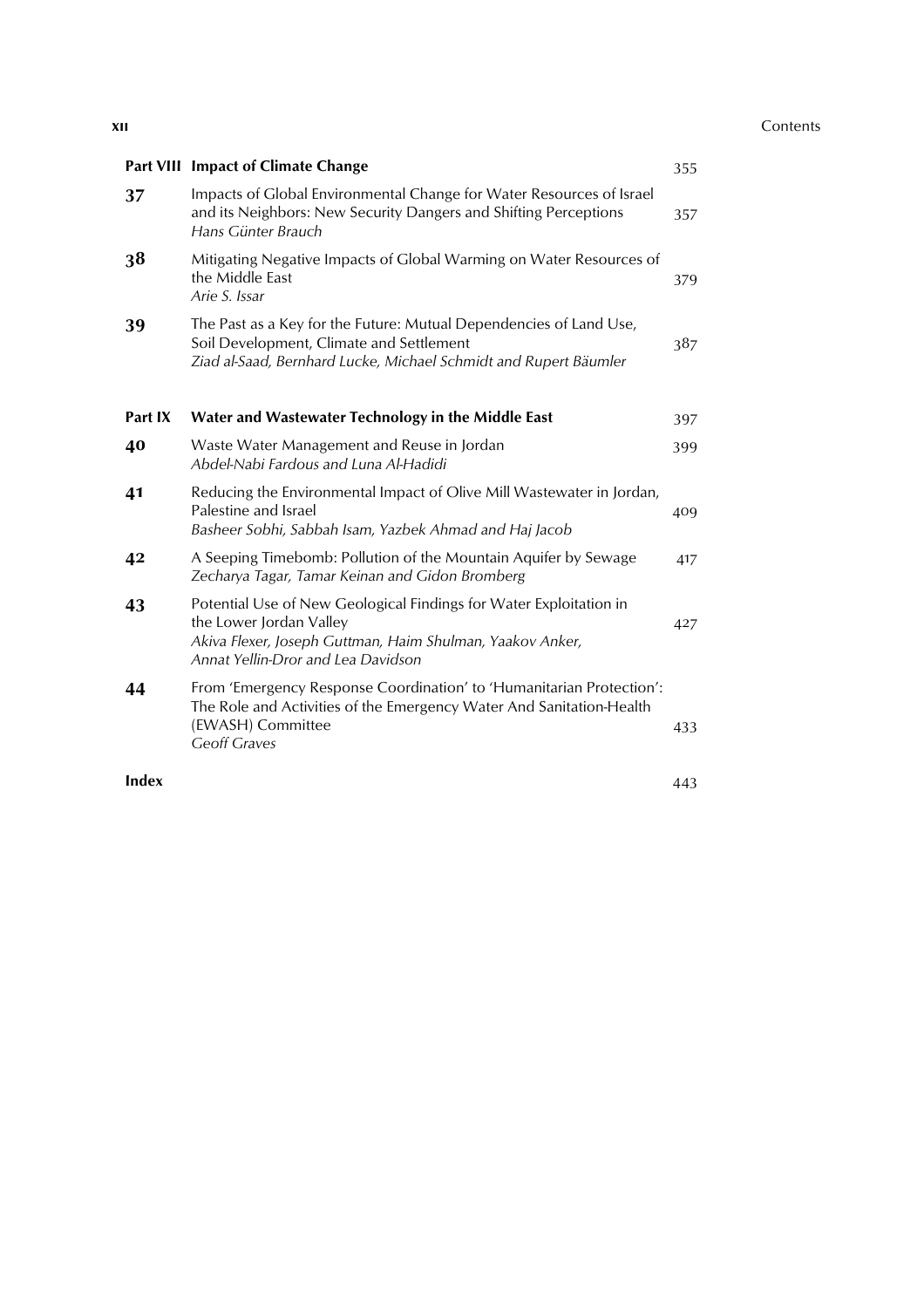| | | |
|---|---|---|
| **Part VIII** | **Impact of Climate Change** | 355 |
| **37** | Impacts of Global Environmental Change for Water Resources of Israel and its Neighbors: New Security Dangers and Shifting Perceptions<br>*Hans Günter Brauch* | 357 |
| **38** | Mitigating Negative Impacts of Global Warming on Water Resources of the Middle East<br>*Arie S. Issar* | 379 |
| **39** | The Past as a Key for the Future: Mutual Dependencies of Land Use, Soil Development, Climate and Settlement<br>*Ziad al-Saad, Bernhard Lucke, Michael Schmidt and Rupert Bäumler* | 387 |
| **Part IX** | **Water and Wastewater Technology in the Middle East** | 397 |
| **40** | Waste Water Management and Reuse in Jordan<br>*Abdel-Nabi Fardous and Luna Al-Hadidi* | 399 |
| **41** | Reducing the Environmental Impact of Olive Mill Wastewater in Jordan, Palestine and Israel<br>*Basheer Sobhi, Sabbah Isam, Yazbek Ahmad and Haj Jacob* | 409 |
| **42** | A Seeping Timebomb: Pollution of the Mountain Aquifer by Sewage<br>*Zecharya Tagar, Tamar Keinan and Gidon Bromberg* | 417 |
| **43** | Potential Use of New Geological Findings for Water Exploitation in the Lower Jordan Valley<br>*Akiva Flexer, Joseph Guttman, Haim Shulman, Yaakov Anker, Annat Yellin-Dror and Lea Davidson* | 427 |
| **44** | From 'Emergency Response Coordination' to 'Humanitarian Protection': The Role and Activities of the Emergency Water And Sanitation-Health (EWASH) Committee<br>*Geoff Graves* | 433 |
| **Index** | | 443 |